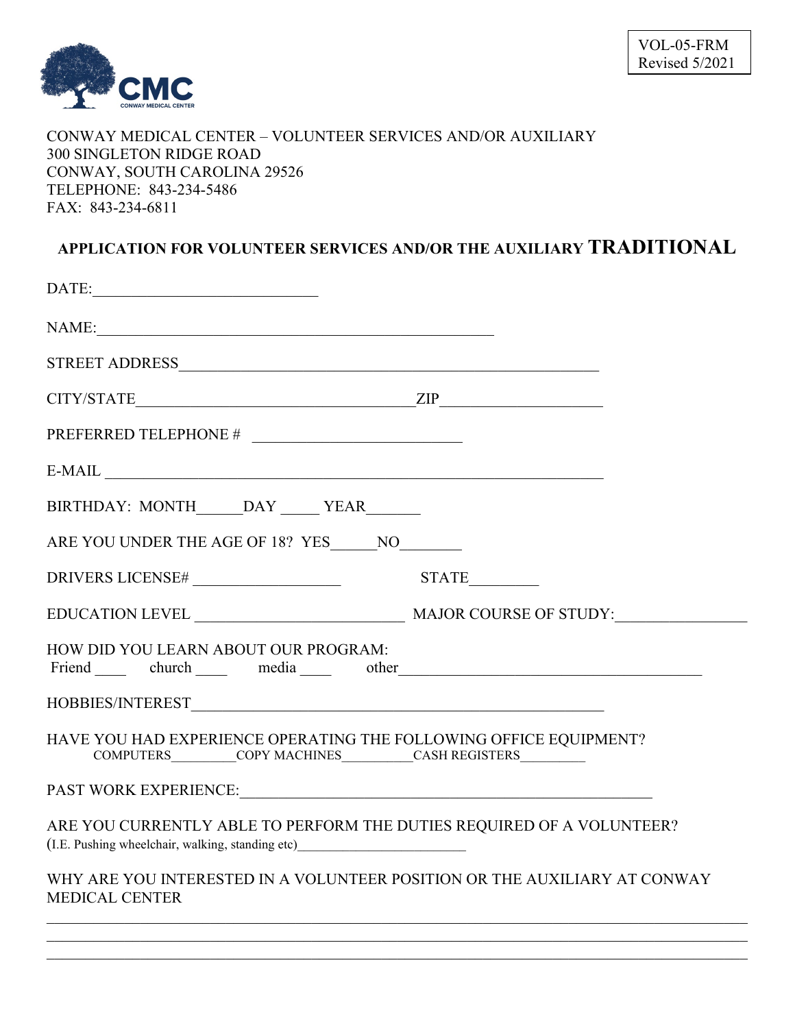VOL-05-FRM
Revised 5/2021

CMC
CONWAY MEDICAL CENTER

CONWAY MEDICAL CENTER – VOLUNTEER SERVICES AND/OR AUXILIARY
300 SINGLETON RIDGE ROAD
CONWAY, SOUTH CAROLINA 29526
TELEPHONE: 843-234-5486
FAX: 843-234-6811

## APPLICATION FOR VOLUNTEER SERVICES AND/OR THE AUXILIARY TRADITIONAL

DATE:___________________________

NAME:_______________________________________________

STREET ADDRESS__________________________________________________

CITY/STATE_________________________________ZIP____________________

PREFERRED TELEPHONE # _________________________

E-MAIL ___________________________________________________________

BIRTHDAY: MONTH______DAY _____ YEAR_______

ARE YOU UNDER THE AGE OF 18? YES______NO________

DRIVERS LICENSE# __________________ STATE_________

EDUCATION LEVEL _________________________ MAJOR COURSE OF STUDY:________________

HOW DID YOU LEARN ABOUT OUR PROGRAM:
Friend ____ church ____ media ____ other_____________________________________

HOBBIES/INTEREST_________________________________________________

HAVE YOU HAD EXPERIENCE OPERATING THE FOLLOWING OFFICE EQUIPMENT?
COMPUTERS_________COPY MACHINES__________CASH REGISTERS_________

PAST WORK EXPERIENCE:_______________________________________________

ARE YOU CURRENTLY ABLE TO PERFORM THE DUTIES REQUIRED OF A VOLUNTEER?
(I.E. Pushing wheelchair, walking, standing etc)________________________

WHY ARE YOU INTERESTED IN A VOLUNTEER POSITION OR THE AUXILIARY AT CONWAY MEDICAL CENTER

_____________________________________________________________________________
_____________________________________________________________________________
_____________________________________________________________________________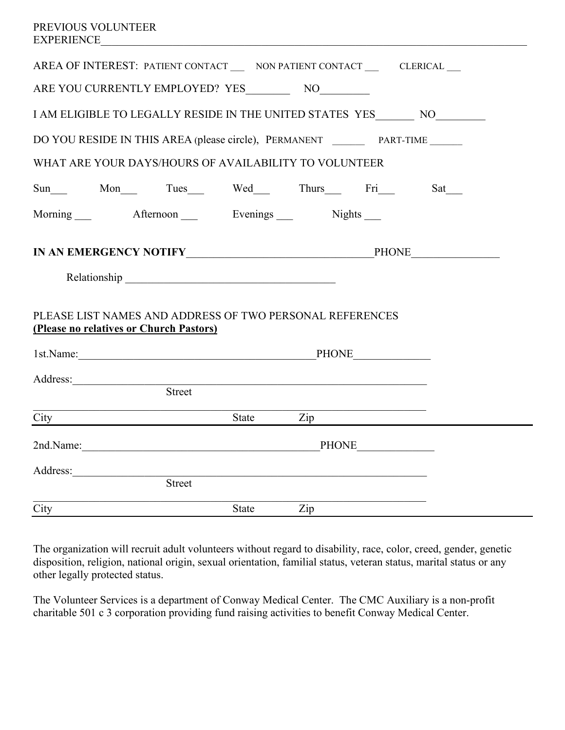PREVIOUS VOLUNTEER EXPERIENCE________________________________________________________________________________

AREA OF INTEREST: PATIENT CONTACT ___ NON PATIENT CONTACT ___ CLERICAL ___

ARE YOU CURRENTLY EMPLOYED? YES________ NO_________

I AM ELIGIBLE TO LEGALLY RESIDE IN THE UNITED STATES YES_______ NO_________

DO YOU RESIDE IN THIS AREA (please circle), PERMANENT ______ PART-TIME ______

WHAT ARE YOUR DAYS/HOURS OF AVAILABILITY TO VOLUNTEER

Sun___ Mon___ Tues___ Wed___ Thurs___ Fri___ Sat___

Morning ___ Afternoon ___ Evenings ___ Nights ___

**IN AN EMERGENCY NOTIFY**_________________________________PHONE________________

Relationship _____________________________________

PLEASE LIST NAMES AND ADDRESS OF TWO PERSONAL REFERENCES
**(Please no relatives or Church Pastors)**

1st.Name:__________________________________________PHONE______________

Address:_________________________________________________________________
Street

_________________________________________________________________________
City State Zip

2nd.Name:__________________________________________PHONE______________

Address:_________________________________________________________________
Street

_________________________________________________________________________
City State Zip

The organization will recruit adult volunteers without regard to disability, race, color, creed, gender, genetic disposition, religion, national origin, sexual orientation, familial status, veteran status, marital status or any other legally protected status.

The Volunteer Services is a department of Conway Medical Center. The CMC Auxiliary is a non-profit charitable 501 c 3 corporation providing fund raising activities to benefit Conway Medical Center.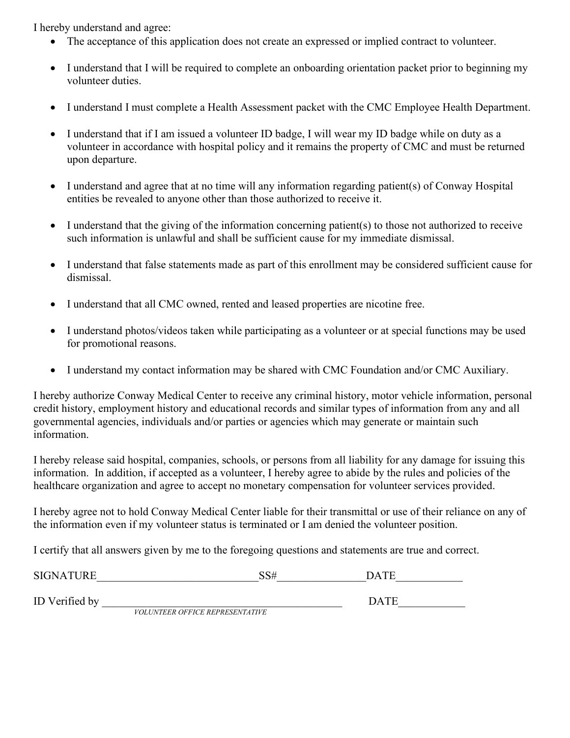I hereby understand and agree:

- The acceptance of this application does not create an expressed or implied contract to volunteer.
- I understand that I will be required to complete an onboarding orientation packet prior to beginning my volunteer duties.
- I understand I must complete a Health Assessment packet with the CMC Employee Health Department.
- I understand that if I am issued a volunteer ID badge, I will wear my ID badge while on duty as a volunteer in accordance with hospital policy and it remains the property of CMC and must be returned upon departure.
- I understand and agree that at no time will any information regarding patient(s) of Conway Hospital entities be revealed to anyone other than those authorized to receive it.
- I understand that the giving of the information concerning patient(s) to those not authorized to receive such information is unlawful and shall be sufficient cause for my immediate dismissal.
- I understand that false statements made as part of this enrollment may be considered sufficient cause for dismissal.
- I understand that all CMC owned, rented and leased properties are nicotine free.
- I understand photos/videos taken while participating as a volunteer or at special functions may be used for promotional reasons.
- I understand my contact information may be shared with CMC Foundation and/or CMC Auxiliary.

I hereby authorize Conway Medical Center to receive any criminal history, motor vehicle information, personal credit history, employment history and educational records and similar types of information from any and all governmental agencies, individuals and/or parties or agencies which may generate or maintain such information.

I hereby release said hospital, companies, schools, or persons from all liability for any damage for issuing this information. In addition, if accepted as a volunteer, I hereby agree to abide by the rules and policies of the healthcare organization and agree to accept no monetary compensation for volunteer services provided.

I hereby agree not to hold Conway Medical Center liable for their transmittal or use of their reliance on any of the information even if my volunteer status is terminated or I am denied the volunteer position.

I certify that all answers given by me to the foregoing questions and statements are true and correct.

SIGNATURE____________________________SS#_______________DATE___________

ID Verified by __________________________________________ DATE___________

*VOLUNTEER OFFICE REPRESENTATIVE*